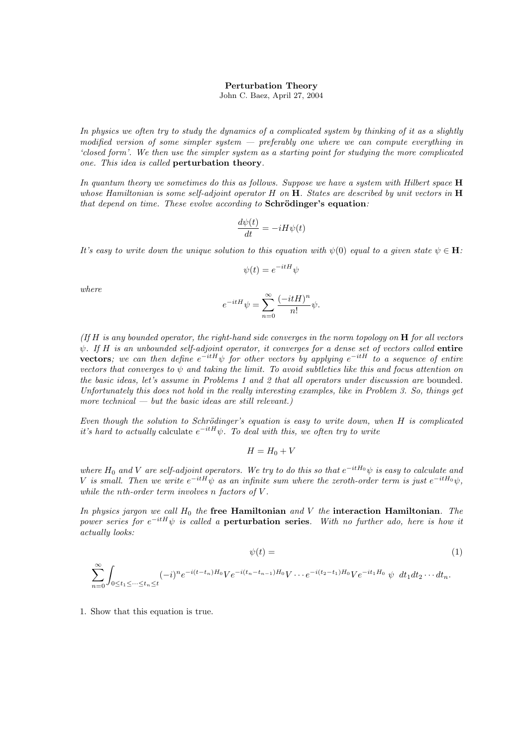# Perturbation Theory

John C. Baez, April 27, 2004

*In physics we often try to study the dynamics of a complicated system by thinking of it as a slightly modified version of some simpler system — preferably one where we can compute everything in 'closed form'. We then use the simpler system as a starting point for studying the more complicated one. This idea is called* **perturbation theory**.

*In quantum theory we sometimes do this as follows. Suppose we have a system with Hilbert space* $\mathbf{H}$ *whose Hamiltonian is some self-adjoint operator $H$ on* $\mathbf{H}$. *States are described by unit vectors in* $\mathbf{H}$ *that depend on time. These evolve according to* **Schrödinger's equation**:

$$\frac{d\psi(t)}{dt} = -iH\psi(t)$$

*It's easy to write down the unique solution to this equation with $\psi(0)$ equal to a given state $\psi \in \mathbf{H}$:*

$$\psi(t) = e^{-itH}\psi$$

*where*

$$e^{-itH}\psi = \sum_{n=0}^{\infty} \frac{(-itH)^n}{n!}\psi.$$

*(If $H$ is any bounded operator, the right-hand side converges in the norm topology on* $\mathbf{H}$ *for all vectors $\psi$. If $H$ is an unbounded self-adjoint operator, it converges for a dense set of vectors called* **entire vectors**; *we can then define $e^{-itH}\psi$ for other vectors by applying $e^{-itH}$ to a sequence of entire vectors that converges to $\psi$ and taking the limit. To avoid subtleties like this and focus attention on the basic ideas, let's assume in Problems 1 and 2 that all operators under discussion are* bounded. *Unfortunately this does not hold in the really interesting examples, like in Problem 3. So, things get more technical — but the basic ideas are still relevant.)*

*Even though the solution to Schrödinger's equation is easy to write down, when $H$ is complicated it's hard to actually* calculate *$e^{-itH}\psi$. To deal with this, we often try to write*

$$H = H_0 + V$$

*where $H_0$ and $V$ are self-adjoint operators. We try to do this so that $e^{-itH_0}\psi$ is easy to calculate and $V$ is small. Then we write $e^{-itH}\psi$ as an infinite sum where the zeroth-order term is just $e^{-itH_0}\psi$, while the $n$th-order term involves $n$ factors of $V$.*

*In physics jargon we call $H_0$ the* **free Hamiltonian** *and $V$ the* **interaction Hamiltonian**. *The power series for $e^{-itH}\psi$ is called a* **perturbation series**. *With no further ado, here is how it actually looks:*

$$\psi(t) = \tag{1}$$

$$\sum_{n=0}^{\infty} \int_{0 \le t_1 \le \cdots \le t_n \le t} (-i)^n e^{-i(t-t_n)H_0} V e^{-i(t_n - t_{n-1})H_0} V \cdots e^{-i(t_2-t_1)H_0} V e^{-it_1 H_0} \; \psi \;\; dt_1 dt_2 \cdots dt_n.$$

1. Show that this equation is true.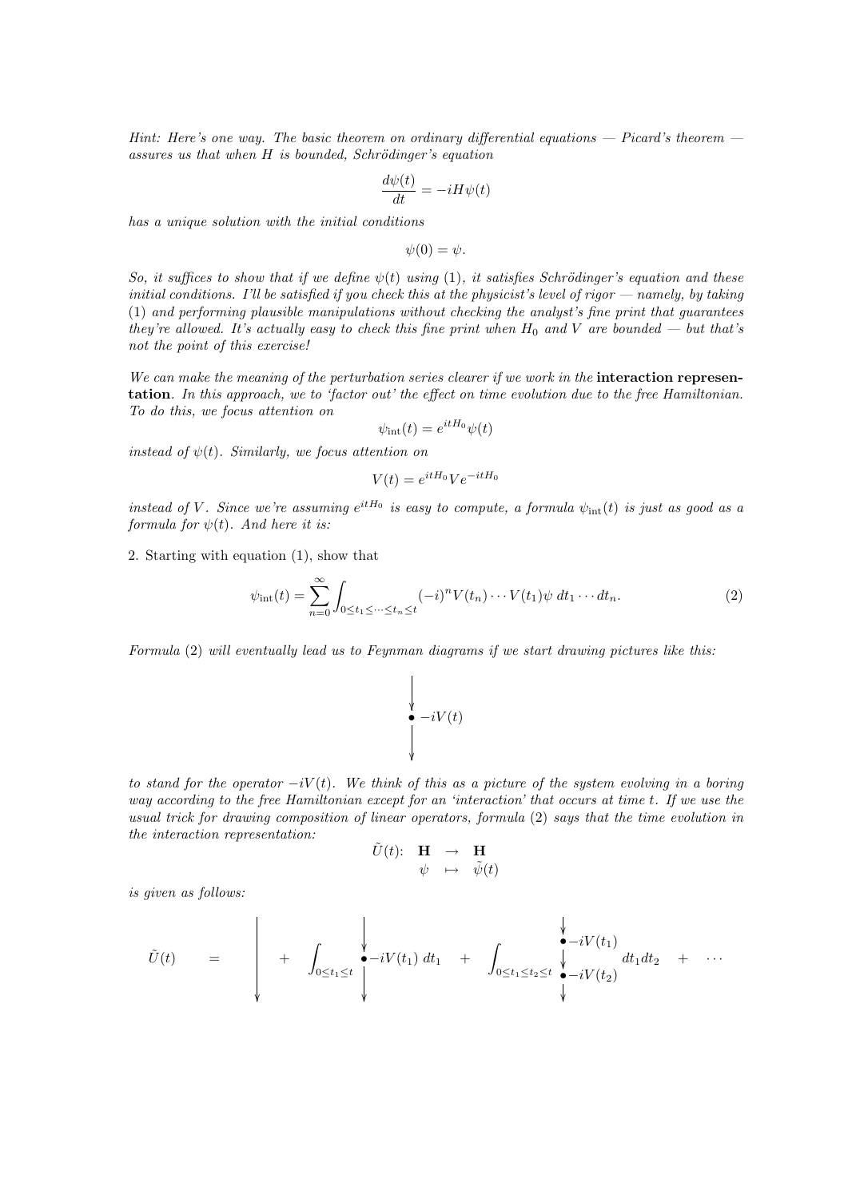*Hint: Here's one way. The basic theorem on ordinary differential equations — Picard's theorem — assures us that when $H$ is bounded, Schrödinger's equation*

$$\frac{d\psi(t)}{dt} = -iH\psi(t)$$

*has a unique solution with the initial conditions*

$$\psi(0) = \psi.$$

*So, it suffices to show that if we define $\psi(t)$ using (1), it satisfies Schrödinger's equation and these initial conditions. I'll be satisfied if you check this at the physicist's level of rigor — namely, by taking (1) and performing plausible manipulations without checking the analyst's fine print that guarantees they're allowed. It's actually easy to check this fine print when $H_0$ and $V$ are bounded — but that's not the point of this exercise!*

*We can make the meaning of the perturbation series clearer if we work in the* **interaction representation**. *In this approach, we to 'factor out' the effect on time evolution due to the free Hamiltonian. To do this, we focus attention on*

$$\psi_{\text{int}}(t) = e^{itH_0}\psi(t)$$

*instead of $\psi(t)$. Similarly, we focus attention on*

$$V(t) = e^{itH_0}Ve^{-itH_0}$$

*instead of $V$. Since we're assuming $e^{itH_0}$ is easy to compute, a formula $\psi_{\text{int}}(t)$ is just as good as a formula for $\psi(t)$. And here it is:*

2. Starting with equation (1), show that

$$\psi_{\text{int}}(t) = \sum_{n=0}^{\infty} \int_{0 \le t_1 \le \cdots \le t_n \le t} (-i)^n V(t_n) \cdots V(t_1)\psi \; dt_1 \cdots dt_n. \tag{2}$$

*Formula (2) will eventually lead us to Feynman diagrams if we start drawing pictures like this:*

$$\bullet \; -iV(t)$$

*to stand for the operator $-iV(t)$. We think of this as a picture of the system evolving in a boring way according to the free Hamiltonian except for an 'interaction' that occurs at time $t$. If we use the usual trick for drawing composition of linear operators, formula (2) says that the time evolution in the interaction representation:*

$$\begin{array}{llll} \tilde{U}(t)\colon & \mathbf{H} & \to & \mathbf{H} \\ & \psi & \mapsto & \tilde{\psi}(t) \end{array}$$

*is given as follows:*

$$\tilde{U}(t) \quad = \quad \Big\downarrow \quad + \quad \int_{0 \le t_1 \le t} \bullet -iV(t_1)\; dt_1 \quad + \quad \int_{0 \le t_1 \le t_2 \le t} \begin{array}{l} \bullet -iV(t_1) \\ \bullet -iV(t_2) \end{array} dt_1 dt_2 \quad + \quad \cdots$$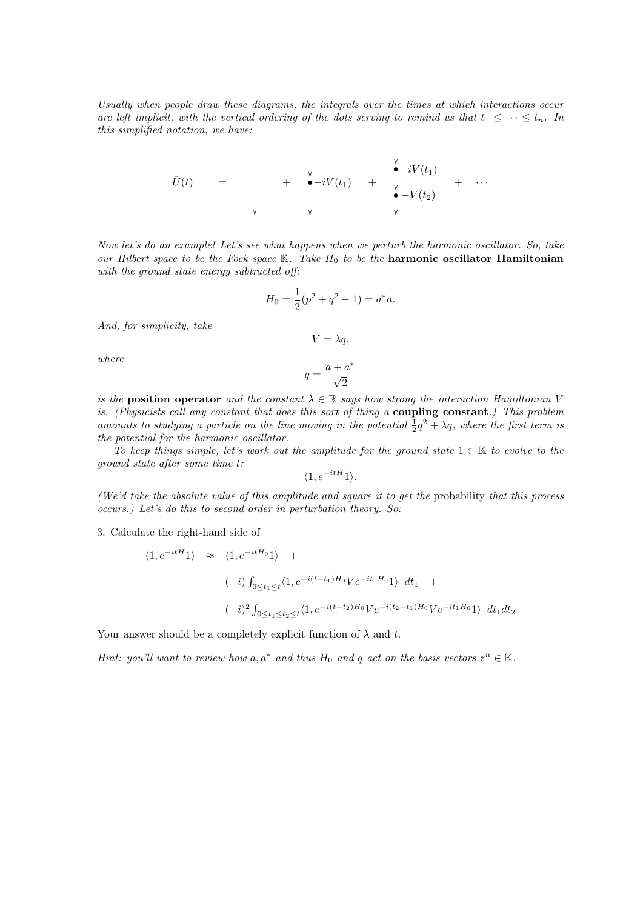*Usually when people draw these diagrams, the integrals over the times at which interactions occur are left implicit, with the vertical ordering of the dots serving to remind us that $t_1 \leq \cdots \leq t_n$. In this simplified notation, we have:*

$$\tilde{U}(t) \quad = \quad \Big\downarrow \quad + \quad \overset{\downarrow}{\bullet} -iV(t_1) \quad + \quad \begin{matrix} \bullet -iV(t_1) \\ \downarrow \\ \bullet -V(t_2) \end{matrix} \quad + \quad \cdots$$

*Now let's do an example! Let's see what happens when we perturb the harmonic oscillator. So, take our Hilbert space to be the Fock space $\mathbb{K}$. Take $H_0$ to be the* **harmonic oscillator Hamiltonian** *with the ground state energy subtracted off:*

$$H_0 = \frac{1}{2}(p^2 + q^2 - 1) = a^* a.$$

*And, for simplicity, take*

$$V = \lambda q,$$

*where*

$$q = \frac{a + a^*}{\sqrt{2}}$$

*is the* **position operator** *and the constant $\lambda \in \mathbb{R}$ says how strong the interaction Hamiltonian $V$ is. (Physicists call any constant that does this sort of thing a* **coupling constant**.*) This problem amounts to studying a particle on the line moving in the potential $\frac{1}{2}q^2 + \lambda q$, where the first term is the potential for the harmonic oscillator.*

*To keep things simple, let's work out the amplitude for the ground state $1 \in \mathbb{K}$ to evolve to the ground state after some time $t$:*

$$\langle 1, e^{-itH} 1 \rangle.$$

*(We'd take the absolute value of this amplitude and square it to get the* probability *that this process occurs.) Let's do this to second order in perturbation theory. So:*

3. Calculate the right-hand side of

$$\begin{aligned}
\langle 1, e^{-itH} 1 \rangle \quad \approx \quad & \langle 1, e^{-itH_0} 1 \rangle \quad + \\
& (-i) \int_{0 \leq t_1 \leq t} \langle 1, e^{-i(t-t_1)H_0} V e^{-it_1 H_0} 1 \rangle \; dt_1 \quad + \\
& (-i)^2 \int_{0 \leq t_1 \leq t_2 \leq t} \langle 1, e^{-i(t-t_2)H_0} V e^{-i(t_2 - t_1)H_0} V e^{-it_1 H_0} 1 \rangle \; dt_1 dt_2
\end{aligned}$$

Your answer should be a completely explicit function of $\lambda$ and $t$.

*Hint: you'll want to review how $a, a^*$ and thus $H_0$ and $q$ act on the basis vectors $z^n \in \mathbb{K}$.*